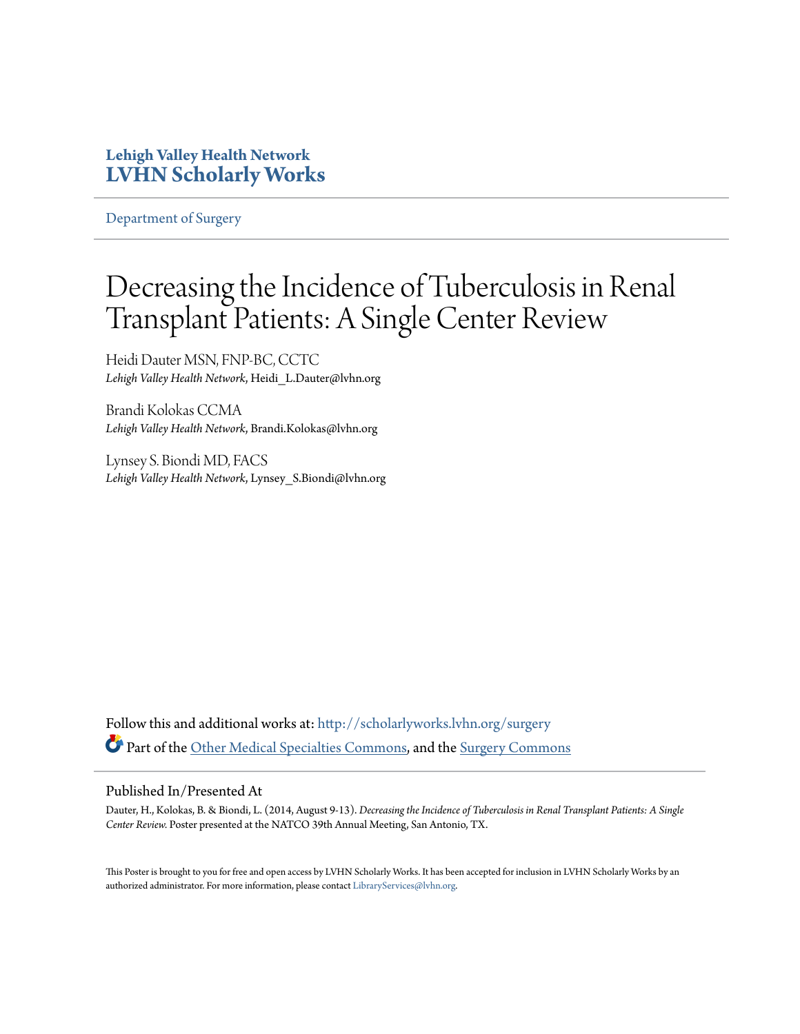**Lehigh Valley Health Network**
**LVHN Scholarly Works**

Department of Surgery

# Decreasing the Incidence of Tuberculosis in Renal Transplant Patients: A Single Center Review

Heidi Dauter MSN, FNP-BC, CCTC
*Lehigh Valley Health Network*, Heidi_L.Dauter@lvhn.org

Brandi Kolokas CCMA
*Lehigh Valley Health Network*, Brandi.Kolokas@lvhn.org

Lynsey S. Biondi MD, FACS
*Lehigh Valley Health Network*, Lynsey_S.Biondi@lvhn.org

Follow this and additional works at: http://scholarlyworks.lvhn.org/surgery

Part of the Other Medical Specialties Commons, and the Surgery Commons

## Published In/Presented At

Dauter, H., Kolokas, B. & Biondi, L. (2014, August 9-13). *Decreasing the Incidence of Tuberculosis in Renal Transplant Patients: A Single Center Review.* Poster presented at the NATCO 39th Annual Meeting, San Antonio, TX.

This Poster is brought to you for free and open access by LVHN Scholarly Works. It has been accepted for inclusion in LVHN Scholarly Works by an authorized administrator. For more information, please contact LibraryServices@lvhn.org.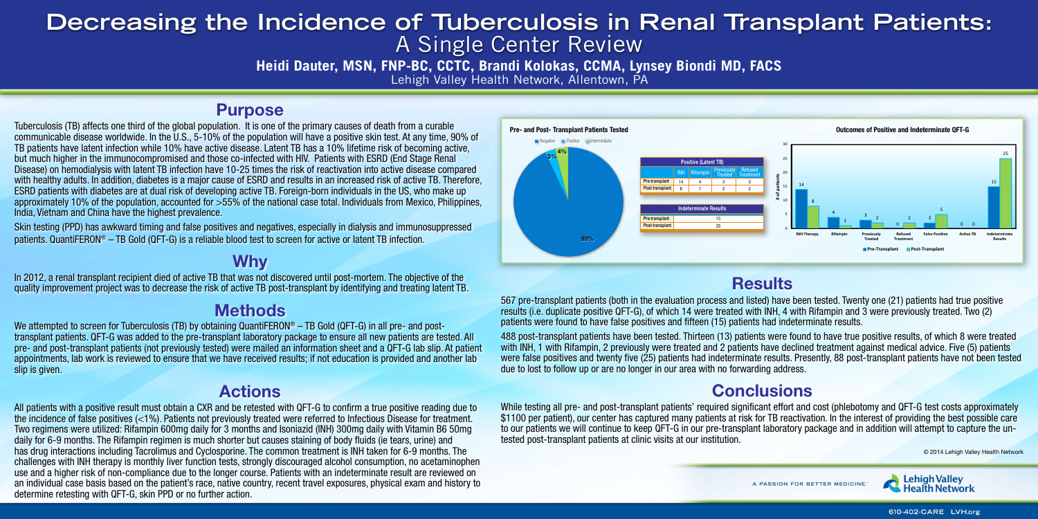# Decreasing the Incidence of Tuberculosis in Renal Transplant Patients: A Single Center Review

**Heidi Dauter, MSN, FNP-BC, CCTC, Brandi Kolokas, CCMA, Lynsey Biondi MD, FACS**

Lehigh Valley Health Network, Allentown, PA

## Purpose

Tuberculosis (TB) affects one third of the global population. It is one of the primary causes of death from a curable communicable disease worldwide. In the U.S., 5-10% of the population will have a positive skin test. At any time, 90% of TB patients have latent infection while 10% have active disease. Latent TB has a 10% lifetime risk of becoming active, but much higher in the immunocompromised and those co-infected with HIV. Patients with ESRD (End Stage Renal Disease) on hemodialysis with latent TB infection have 10-25 times the risk of reactivation into active disease compared with healthy adults. In addition, diabetes is a major cause of ESRD and results in an increased risk of active TB. Therefore, ESRD patients with diabetes are at dual risk of developing active TB. Foreign-born individuals in the US, who make up approximately 10% of the population, accounted for >55% of the national case total. Individuals from Mexico, Philippines, India, Vietnam and China have the highest prevalence.

Skin testing (PPD) has awkward timing and false positives and negatives, especially in dialysis and immunosuppressed patients. QuantiFERON® – TB Gold (QFT-G) is a reliable blood test to screen for active or latent TB infection.

## Why

In 2012, a renal transplant recipient died of active TB that was not discovered until post-mortem. The objective of the quality improvement project was to decrease the risk of active TB post-transplant by identifying and treating latent TB.

## Methods

We attempted to screen for Tuberculosis (TB) by obtaining QuantiFERON® – TB Gold (QFT-G) in all pre- and post-transplant patients. QFT-G was added to the pre-transplant laboratory package to ensure all new patients are tested. All pre- and post-transplant patients (not previously tested) were mailed an information sheet and a QFT-G lab slip. At patient appointments, lab work is reviewed to ensure that we have received results; if not education is provided and another lab slip is given.

## Actions

All patients with a positive result must obtain a CXR and be retested with QFT-G to confirm a true positive reading due to the incidence of false positives (<1%). Patients not previously treated were referred to Infectious Disease for treatment. Two regimens were utilized: Rifampin 600mg daily for 3 months and Isoniazid (INH) 300mg daily with Vitamin B6 50mg daily for 6-9 months. The Rifampin regimen is much shorter but causes staining of body fluids (ie tears, urine) and has drug interactions including Tacrolimus and Cyclosporine. The common treatment is INH taken for 6-9 months. The challenges with INH therapy is monthly liver function tests, strongly discouraged alcohol consumption, no acetaminophen use and a higher risk of non-compliance due to the longer course. Patients with an indeterminate result are reviewed on an individual case basis based on the patient's race, native country, recent travel exposures, physical exam and history to determine retesting with QFT-G, skin PPD or no further action.

**Pre- and Post- Transplant Patients Tested**

Negative · Positive · Intermediate

93%

3%

4%

| Positive (Latent TB) | INH | Rifampin | Previously Treated | Refused Treatment |
|---|---|---|---|---|
| Pre-transplant | 14 | 4 | 3 | 0 |
| Post-transplant | 8 | 1 | 2 | 2 |

| Indeterminate Results | |
|---|---|
| Pre-transplant | 15 |
| Post-transplant | 25 |

**Outcomes of Positive and Indeterminate QFT-G**

\# of patients

0, 5, 10, 15, 20, 25, 30

INH Therapy: 14, 8

Rifampin: 4, 1

Previously Treated: 3, 2

Refused Treatment: 0, 2

False Positive: 2, 5

Active TB: 0, 0

Indeterminate Results: 15, 25

Pre-Transplant · Post-Transplant

## Results

567 pre-transplant patients (both in the evaluation process and listed) have been tested. Twenty one (21) patients had true positive results (i.e. duplicate positive QFT-G), of which 14 were treated with INH, 4 with Rifampin and 3 were previously treated. Two (2) patients were found to have false positives and fifteen (15) patients had indeterminate results.

488 post-transplant patients have been tested. Thirteen (13) patients were found to have true positive results, of which 8 were treated with INH, 1 with Rifampin, 2 previously were treated and 2 patients have declined treatment against medical advice. Five (5) patients were false positives and twenty five (25) patients had indeterminate results. Presently, 88 post-transplant patients have not been tested due to lost to follow up or are no longer in our area with no forwarding address.

## Conclusions

While testing all pre- and post-transplant patients' required significant effort and cost (phlebotomy and QFT-G test costs approximately $1100 per patient), our center has captured many patients at risk for TB reactivation. In the interest of providing the best possible care to our patients we will continue to keep QFT-G in our pre-transplant laboratory package and in addition will attempt to capture the un-tested post-transplant patients at clinic visits at our institution.

© 2014 Lehigh Valley Health Network

A PASSION FOR BETTER MEDICINE.™ Lehigh Valley Health Network

610-402-CARE LVH.org